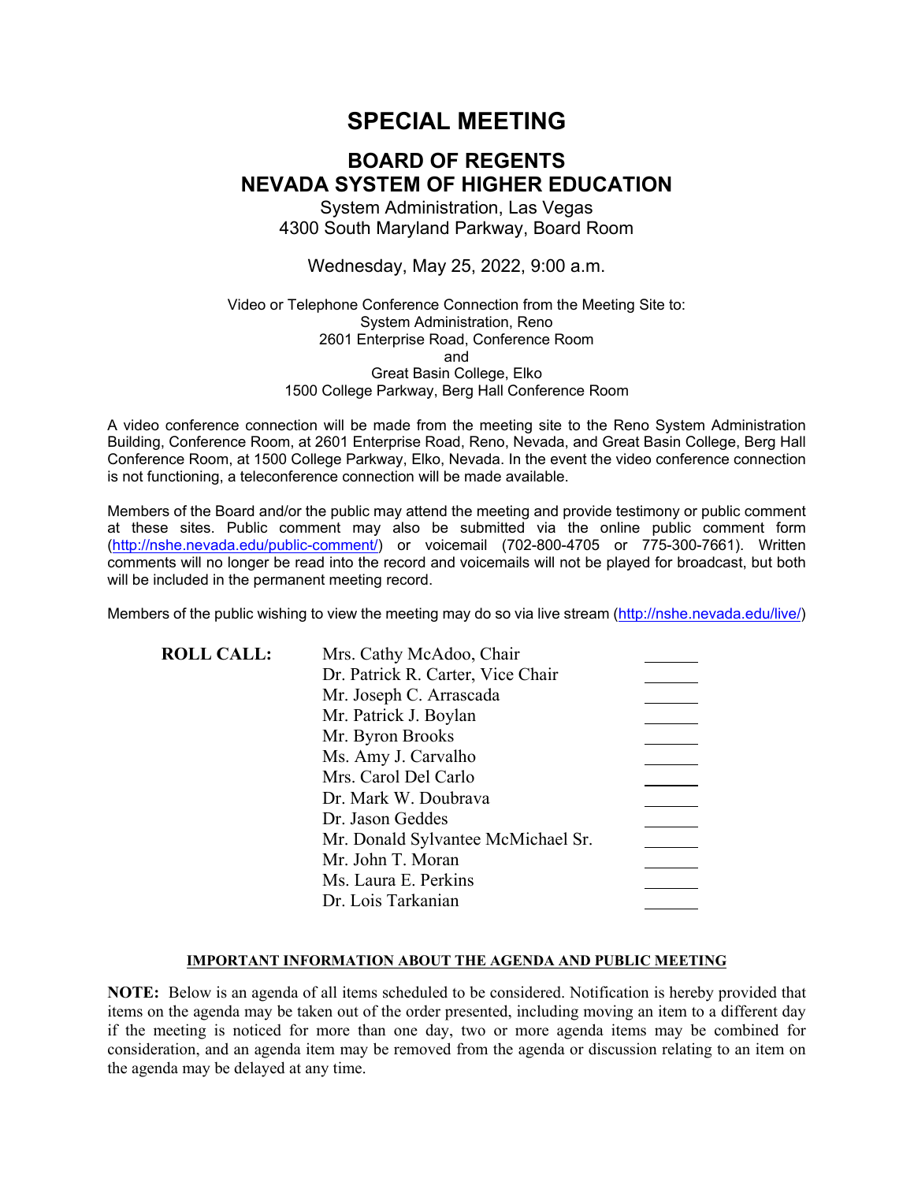# SPECIAL MEETING

## BOARD OF REGENTS
## NEVADA SYSTEM OF HIGHER EDUCATION

System Administration, Las Vegas
4300 South Maryland Parkway, Board Room

Wednesday, May 25, 2022, 9:00 a.m.

Video or Telephone Conference Connection from the Meeting Site to:
System Administration, Reno
2601 Enterprise Road, Conference Room
and
Great Basin College, Elko
1500 College Parkway, Berg Hall Conference Room

A video conference connection will be made from the meeting site to the Reno System Administration Building, Conference Room, at 2601 Enterprise Road, Reno, Nevada, and Great Basin College, Berg Hall Conference Room, at 1500 College Parkway, Elko, Nevada. In the event the video conference connection is not functioning, a teleconference connection will be made available.

Members of the Board and/or the public may attend the meeting and provide testimony or public comment at these sites. Public comment may also be submitted via the online public comment form (http://nshe.nevada.edu/public-comment/) or voicemail (702-800-4705 or 775-300-7661). Written comments will no longer be read into the record and voicemails will not be played for broadcast, but both will be included in the permanent meeting record.

Members of the public wishing to view the meeting may do so via live stream (http://nshe.nevada.edu/live/)

**ROLL CALL:**

| | |
|---|---|
| Mrs. Cathy McAdoo, Chair | ______ |
| Dr. Patrick R. Carter, Vice Chair | ______ |
| Mr. Joseph C. Arrascada | ______ |
| Mr. Patrick J. Boylan | ______ |
| Mr. Byron Brooks | ______ |
| Ms. Amy J. Carvalho | ______ |
| Mrs. Carol Del Carlo | ______ |
| Dr. Mark W. Doubrava | ______ |
| Dr. Jason Geddes | ______ |
| Mr. Donald Sylvantee McMichael Sr. | ______ |
| Mr. John T. Moran | ______ |
| Ms. Laura E. Perkins | ______ |
| Dr. Lois Tarkanian | ______ |

**IMPORTANT INFORMATION ABOUT THE AGENDA AND PUBLIC MEETING**

**NOTE:** Below is an agenda of all items scheduled to be considered. Notification is hereby provided that items on the agenda may be taken out of the order presented, including moving an item to a different day if the meeting is noticed for more than one day, two or more agenda items may be combined for consideration, and an agenda item may be removed from the agenda or discussion relating to an item on the agenda may be delayed at any time.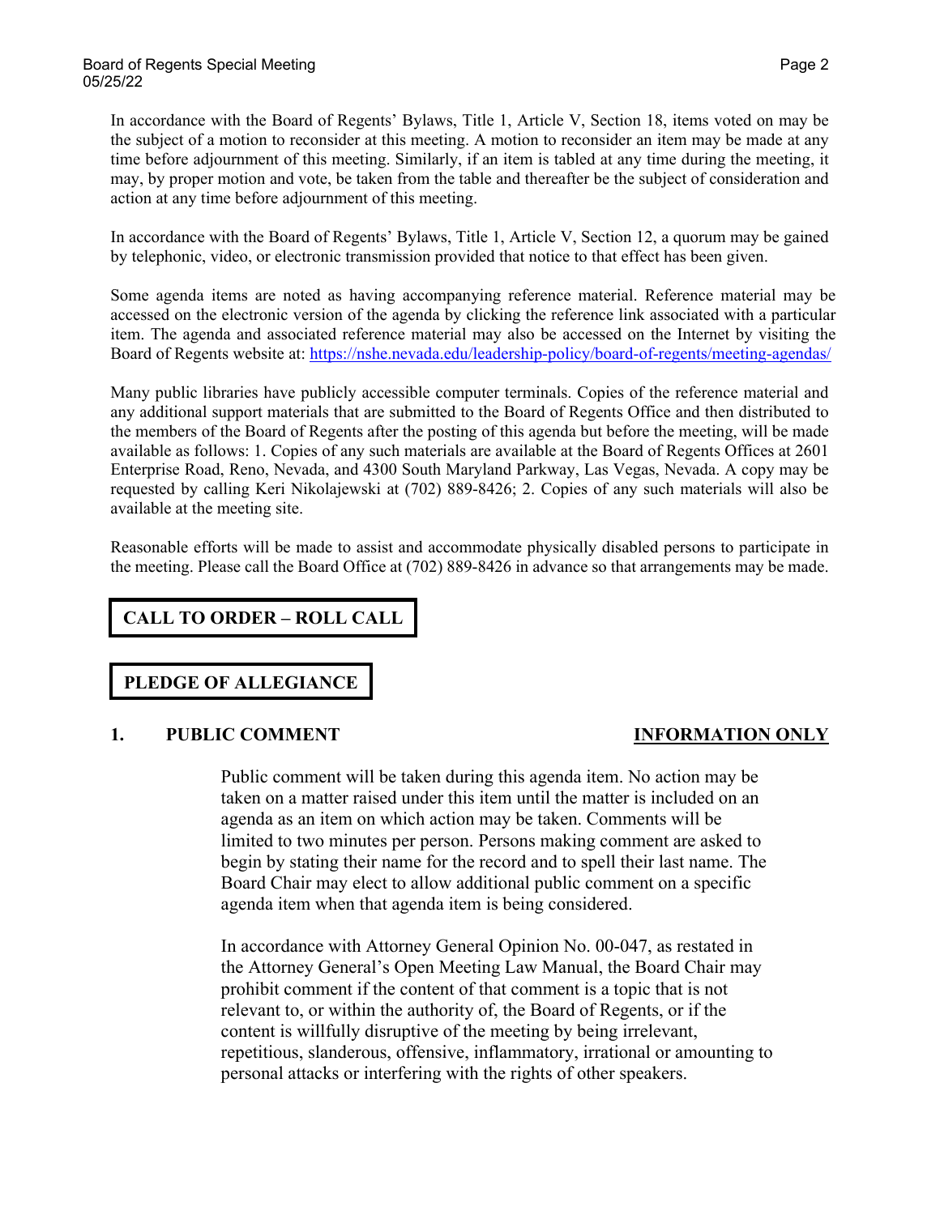In accordance with the Board of Regents' Bylaws, Title 1, Article V, Section 18, items voted on may be the subject of a motion to reconsider at this meeting. A motion to reconsider an item may be made at any time before adjournment of this meeting. Similarly, if an item is tabled at any time during the meeting, it may, by proper motion and vote, be taken from the table and thereafter be the subject of consideration and action at any time before adjournment of this meeting.

In accordance with the Board of Regents' Bylaws, Title 1, Article V, Section 12, a quorum may be gained by telephonic, video, or electronic transmission provided that notice to that effect has been given.

Some agenda items are noted as having accompanying reference material. Reference material may be accessed on the electronic version of the agenda by clicking the reference link associated with a particular item. The agenda and associated reference material may also be accessed on the Internet by visiting the Board of Regents website at: https://nshe.nevada.edu/leadership-policy/board-of-regents/meeting-agendas/

Many public libraries have publicly accessible computer terminals. Copies of the reference material and any additional support materials that are submitted to the Board of Regents Office and then distributed to the members of the Board of Regents after the posting of this agenda but before the meeting, will be made available as follows: 1. Copies of any such materials are available at the Board of Regents Offices at 2601 Enterprise Road, Reno, Nevada, and 4300 South Maryland Parkway, Las Vegas, Nevada. A copy may be requested by calling Keri Nikolajewski at (702) 889-8426; 2. Copies of any such materials will also be available at the meeting site.

Reasonable efforts will be made to assist and accommodate physically disabled persons to participate in the meeting. Please call the Board Office at (702) 889-8426 in advance so that arrangements may be made.

## CALL TO ORDER – ROLL CALL

## PLEDGE OF ALLEGIANCE

## 1. PUBLIC COMMENT — INFORMATION ONLY

Public comment will be taken during this agenda item. No action may be taken on a matter raised under this item until the matter is included on an agenda as an item on which action may be taken. Comments will be limited to two minutes per person. Persons making comment are asked to begin by stating their name for the record and to spell their last name. The Board Chair may elect to allow additional public comment on a specific agenda item when that agenda item is being considered.

In accordance with Attorney General Opinion No. 00-047, as restated in the Attorney General's Open Meeting Law Manual, the Board Chair may prohibit comment if the content of that comment is a topic that is not relevant to, or within the authority of, the Board of Regents, or if the content is willfully disruptive of the meeting by being irrelevant, repetitious, slanderous, offensive, inflammatory, irrational or amounting to personal attacks or interfering with the rights of other speakers.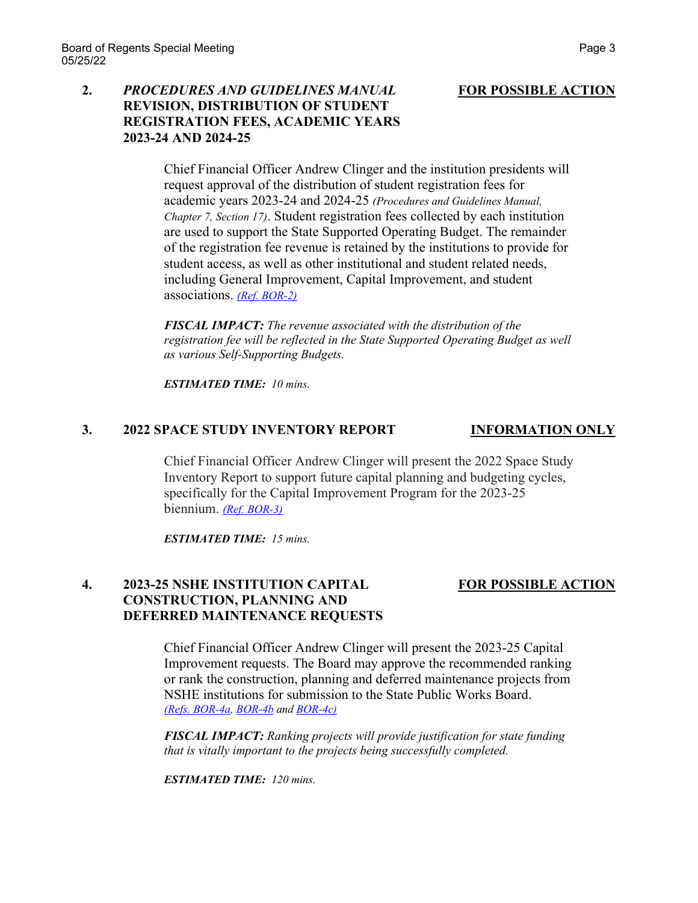## 2. *PROCEDURES AND GUIDELINES MANUAL* REVISION, DISTRIBUTION OF STUDENT REGISTRATION FEES, ACADEMIC YEARS 2023-24 AND 2024-25 — FOR POSSIBLE ACTION

Chief Financial Officer Andrew Clinger and the institution presidents will request approval of the distribution of student registration fees for academic years 2023-24 and 2024-25 *(Procedures and Guidelines Manual, Chapter 7, Section 17)*. Student registration fees collected by each institution are used to support the State Supported Operating Budget. The remainder of the registration fee revenue is retained by the institutions to provide for student access, as well as other institutional and student related needs, including General Improvement, Capital Improvement, and student associations. *(Ref. BOR-2)*

***FISCAL IMPACT:*** *The revenue associated with the distribution of the registration fee will be reflected in the State Supported Operating Budget as well as various Self-Supporting Budgets.*

***ESTIMATED TIME:*** *10 mins.*

## 3. 2022 SPACE STUDY INVENTORY REPORT — INFORMATION ONLY

Chief Financial Officer Andrew Clinger will present the 2022 Space Study Inventory Report to support future capital planning and budgeting cycles, specifically for the Capital Improvement Program for the 2023-25 biennium. *(Ref. BOR-3)*

***ESTIMATED TIME:*** *15 mins.*

## 4. 2023-25 NSHE INSTITUTION CAPITAL CONSTRUCTION, PLANNING AND DEFERRED MAINTENANCE REQUESTS — FOR POSSIBLE ACTION

Chief Financial Officer Andrew Clinger will present the 2023-25 Capital Improvement requests. The Board may approve the recommended ranking or rank the construction, planning and deferred maintenance projects from NSHE institutions for submission to the State Public Works Board. *(Refs. BOR-4a, BOR-4b and BOR-4c)*

***FISCAL IMPACT:*** *Ranking projects will provide justification for state funding that is vitally important to the projects being successfully completed.*

***ESTIMATED TIME:*** *120 mins.*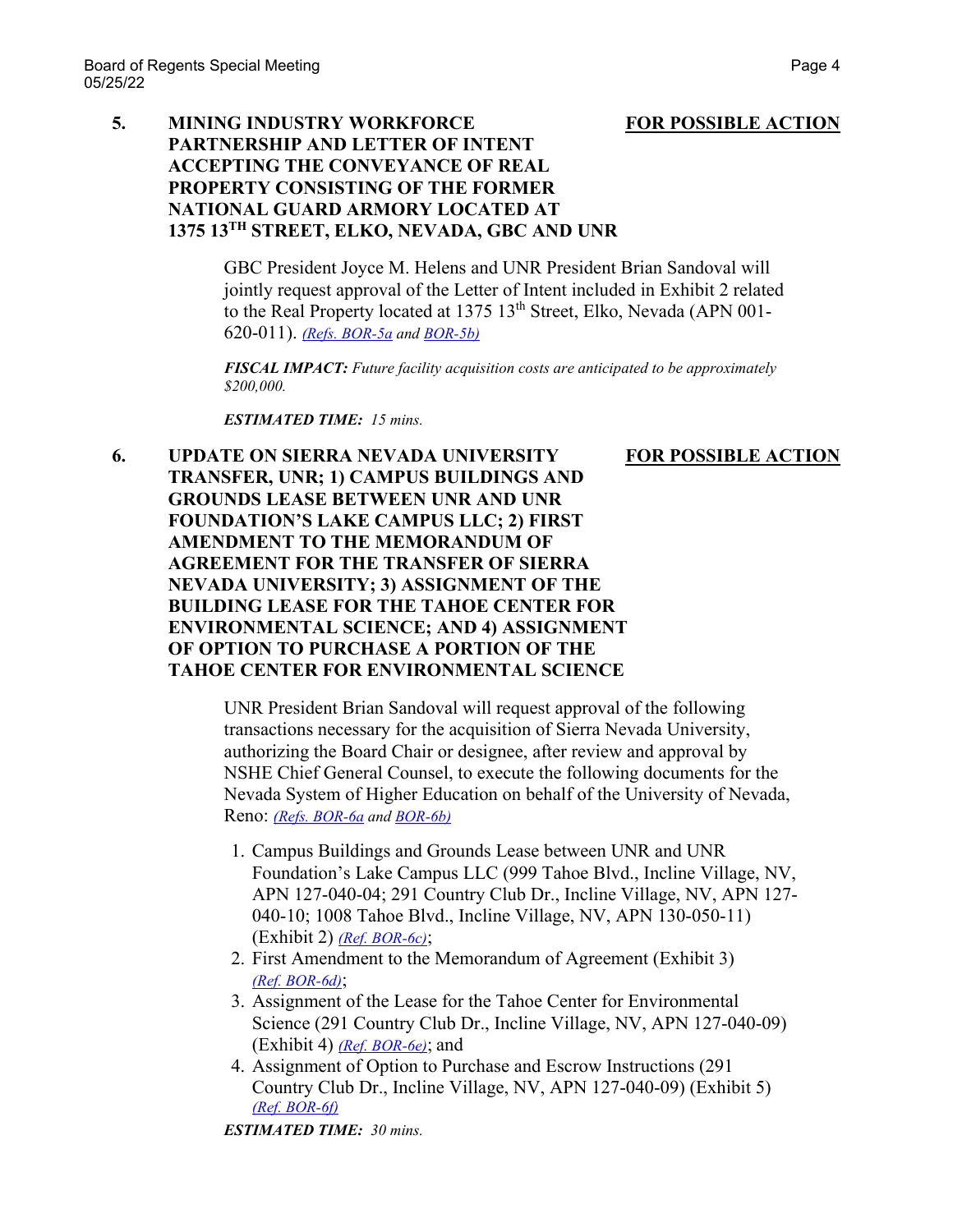**5. MINING INDUSTRY WORKFORCE PARTNERSHIP AND LETTER OF INTENT ACCEPTING THE CONVEYANCE OF REAL PROPERTY CONSISTING OF THE FORMER NATIONAL GUARD ARMORY LOCATED AT 1375 13TH STREET, ELKO, NEVADA, GBC AND UNR** **FOR POSSIBLE ACTION**

GBC President Joyce M. Helens and UNR President Brian Sandoval will jointly request approval of the Letter of Intent included in Exhibit 2 related to the Real Property located at 1375 13th Street, Elko, Nevada (APN 001-620-011). *(Refs. BOR-5a and BOR-5b)*

***FISCAL IMPACT:*** *Future facility acquisition costs are anticipated to be approximately $200,000.*

***ESTIMATED TIME:*** *15 mins.*

**6. UPDATE ON SIERRA NEVADA UNIVERSITY TRANSFER, UNR; 1) CAMPUS BUILDINGS AND GROUNDS LEASE BETWEEN UNR AND UNR FOUNDATION'S LAKE CAMPUS LLC; 2) FIRST AMENDMENT TO THE MEMORANDUM OF AGREEMENT FOR THE TRANSFER OF SIERRA NEVADA UNIVERSITY; 3) ASSIGNMENT OF THE BUILDING LEASE FOR THE TAHOE CENTER FOR ENVIRONMENTAL SCIENCE; AND 4) ASSIGNMENT OF OPTION TO PURCHASE A PORTION OF THE TAHOE CENTER FOR ENVIRONMENTAL SCIENCE** **FOR POSSIBLE ACTION**

UNR President Brian Sandoval will request approval of the following transactions necessary for the acquisition of Sierra Nevada University, authorizing the Board Chair or designee, after review and approval by NSHE Chief General Counsel, to execute the following documents for the Nevada System of Higher Education on behalf of the University of Nevada, Reno: *(Refs. BOR-6a and BOR-6b)*

1. Campus Buildings and Grounds Lease between UNR and UNR Foundation's Lake Campus LLC (999 Tahoe Blvd., Incline Village, NV, APN 127-040-04; 291 Country Club Dr., Incline Village, NV, APN 127-040-10; 1008 Tahoe Blvd., Incline Village, NV, APN 130-050-11) (Exhibit 2) *(Ref. BOR-6c)*;
2. First Amendment to the Memorandum of Agreement (Exhibit 3) *(Ref. BOR-6d)*;
3. Assignment of the Lease for the Tahoe Center for Environmental Science (291 Country Club Dr., Incline Village, NV, APN 127-040-09) (Exhibit 4) *(Ref. BOR-6e)*; and
4. Assignment of Option to Purchase and Escrow Instructions (291 Country Club Dr., Incline Village, NV, APN 127-040-09) (Exhibit 5) *(Ref. BOR-6f)*

***ESTIMATED TIME:*** *30 mins.*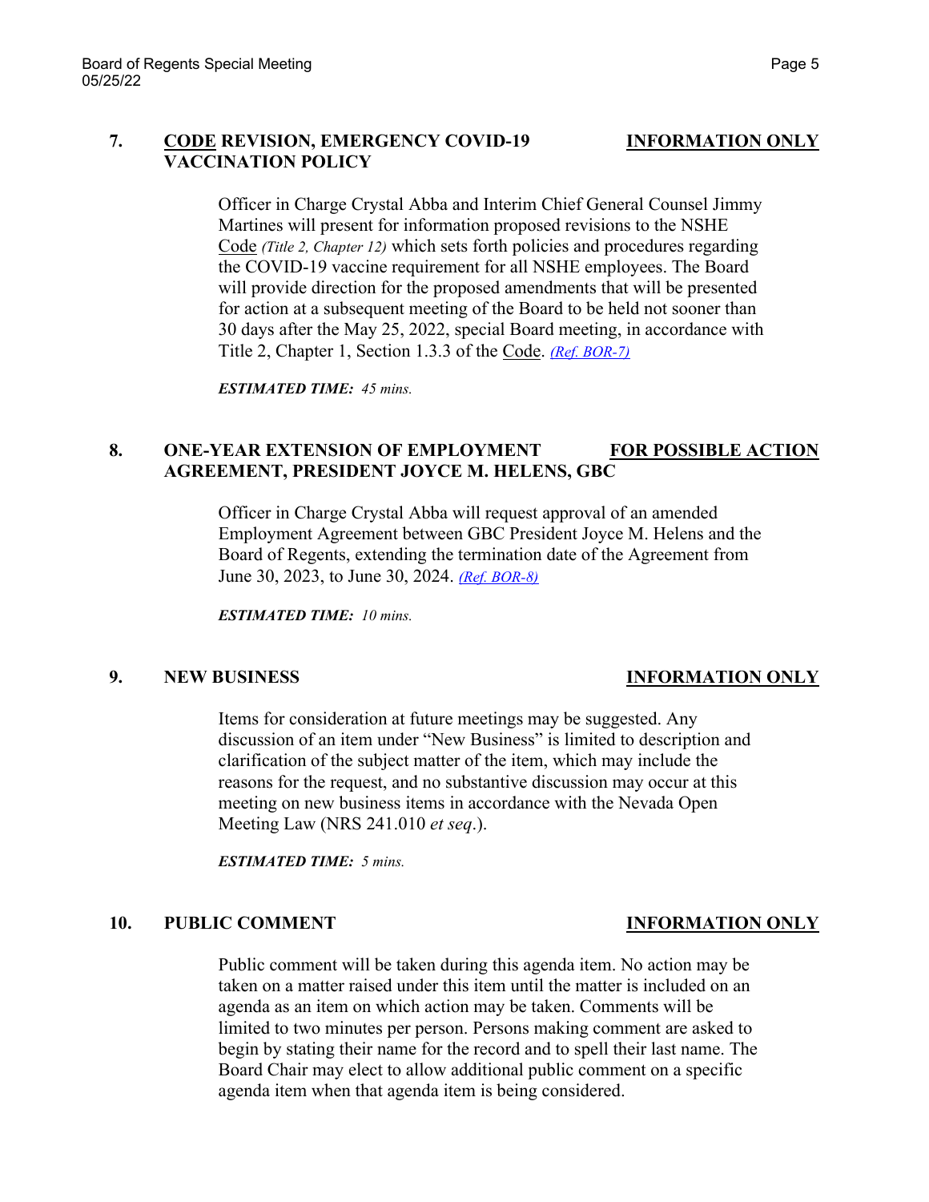### 7. <u>CODE</u> REVISION, EMERGENCY COVID-19 VACCINATION POLICY — <u>INFORMATION ONLY</u>

Officer in Charge Crystal Abba and Interim Chief General Counsel Jimmy Martines will present for information proposed revisions to the NSHE <u>Code</u> *(Title 2, Chapter 12)* which sets forth policies and procedures regarding the COVID-19 vaccine requirement for all NSHE employees. The Board will provide direction for the proposed amendments that will be presented for action at a subsequent meeting of the Board to be held not sooner than 30 days after the May 25, 2022, special Board meeting, in accordance with Title 2, Chapter 1, Section 1.3.3 of the <u>Code</u>. *(Ref. BOR-7)*

***ESTIMATED TIME:*** *45 mins.*

### 8. ONE-YEAR EXTENSION OF EMPLOYMENT AGREEMENT, PRESIDENT JOYCE M. HELENS, GBC — <u>FOR POSSIBLE ACTION</u>

Officer in Charge Crystal Abba will request approval of an amended Employment Agreement between GBC President Joyce M. Helens and the Board of Regents, extending the termination date of the Agreement from June 30, 2023, to June 30, 2024. *(Ref. BOR-8)*

***ESTIMATED TIME:*** *10 mins.*

### 9. NEW BUSINESS — <u>INFORMATION ONLY</u>

Items for consideration at future meetings may be suggested. Any discussion of an item under "New Business" is limited to description and clarification of the subject matter of the item, which may include the reasons for the request, and no substantive discussion may occur at this meeting on new business items in accordance with the Nevada Open Meeting Law (NRS 241.010 *et seq*.).

***ESTIMATED TIME:*** *5 mins.*

### 10. PUBLIC COMMENT — <u>INFORMATION ONLY</u>

Public comment will be taken during this agenda item. No action may be taken on a matter raised under this item until the matter is included on an agenda as an item on which action may be taken. Comments will be limited to two minutes per person. Persons making comment are asked to begin by stating their name for the record and to spell their last name. The Board Chair may elect to allow additional public comment on a specific agenda item when that agenda item is being considered.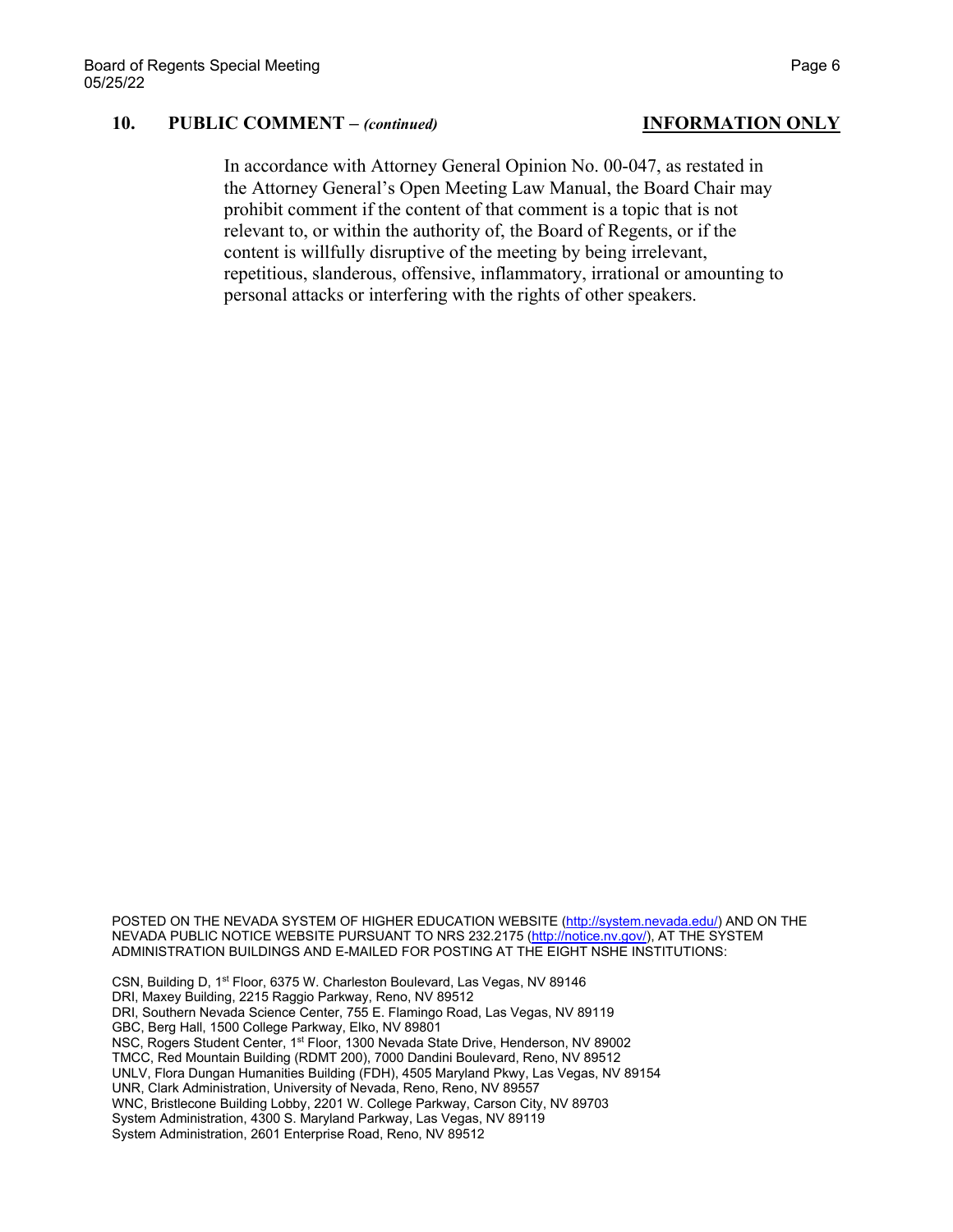**10. PUBLIC COMMENT – *(continued)*** **INFORMATION ONLY**

In accordance with Attorney General Opinion No. 00-047, as restated in the Attorney General's Open Meeting Law Manual, the Board Chair may prohibit comment if the content of that comment is a topic that is not relevant to, or within the authority of, the Board of Regents, or if the content is willfully disruptive of the meeting by being irrelevant, repetitious, slanderous, offensive, inflammatory, irrational or amounting to personal attacks or interfering with the rights of other speakers.

POSTED ON THE NEVADA SYSTEM OF HIGHER EDUCATION WEBSITE (http://system.nevada.edu/) AND ON THE NEVADA PUBLIC NOTICE WEBSITE PURSUANT TO NRS 232.2175 (http://notice.nv.gov/), AT THE SYSTEM ADMINISTRATION BUILDINGS AND E-MAILED FOR POSTING AT THE EIGHT NSHE INSTITUTIONS:

CSN, Building D, 1st Floor, 6375 W. Charleston Boulevard, Las Vegas, NV 89146
DRI, Maxey Building, 2215 Raggio Parkway, Reno, NV 89512
DRI, Southern Nevada Science Center, 755 E. Flamingo Road, Las Vegas, NV 89119
GBC, Berg Hall, 1500 College Parkway, Elko, NV 89801
NSC, Rogers Student Center, 1st Floor, 1300 Nevada State Drive, Henderson, NV 89002
TMCC, Red Mountain Building (RDMT 200), 7000 Dandini Boulevard, Reno, NV 89512
UNLV, Flora Dungan Humanities Building (FDH), 4505 Maryland Pkwy, Las Vegas, NV 89154
UNR, Clark Administration, University of Nevada, Reno, Reno, NV 89557
WNC, Bristlecone Building Lobby, 2201 W. College Parkway, Carson City, NV 89703
System Administration, 4300 S. Maryland Parkway, Las Vegas, NV 89119
System Administration, 2601 Enterprise Road, Reno, NV 89512